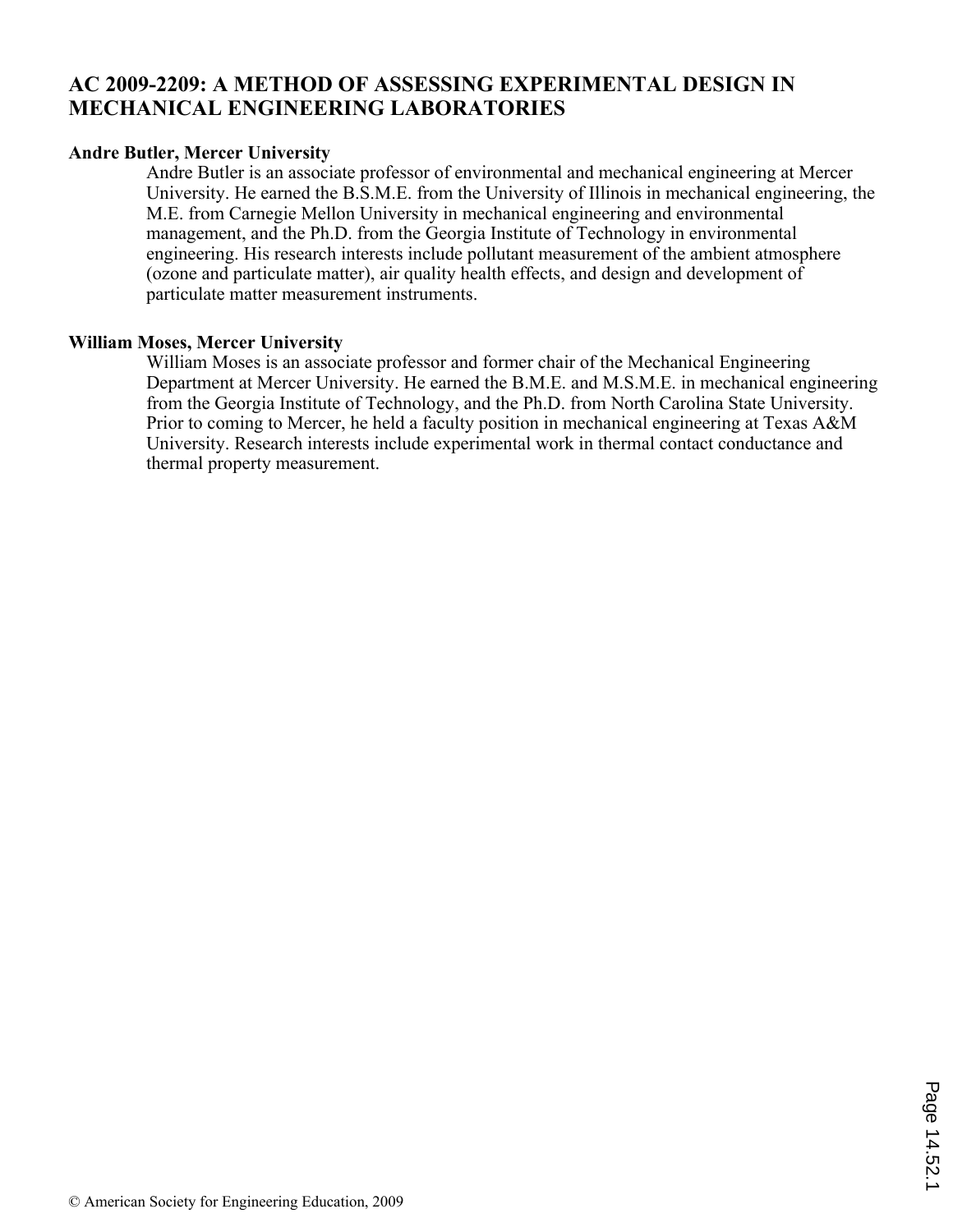# AC 2009-2209: A METHOD OF ASSESSING EXPERIMENTAL DESIGN IN MECHANICAL ENGINEERING LABORATORIES

**Andre Butler, Mercer University**

Andre Butler is an associate professor of environmental and mechanical engineering at Mercer University. He earned the B.S.M.E. from the University of Illinois in mechanical engineering, the M.E. from Carnegie Mellon University in mechanical engineering and environmental management, and the Ph.D. from the Georgia Institute of Technology in environmental engineering. His research interests include pollutant measurement of the ambient atmosphere (ozone and particulate matter), air quality health effects, and design and development of particulate matter measurement instruments.

**William Moses, Mercer University**

William Moses is an associate professor and former chair of the Mechanical Engineering Department at Mercer University. He earned the B.M.E. and M.S.M.E. in mechanical engineering from the Georgia Institute of Technology, and the Ph.D. from North Carolina State University. Prior to coming to Mercer, he held a faculty position in mechanical engineering at Texas A&M University. Research interests include experimental work in thermal contact conductance and thermal property measurement.

© American Society for Engineering Education, 2009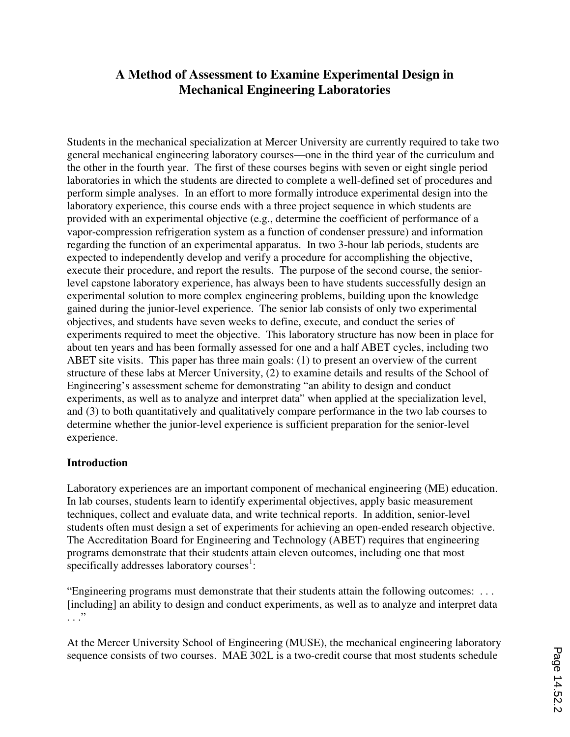# A Method of Assessment to Examine Experimental Design in Mechanical Engineering Laboratories

Students in the mechanical specialization at Mercer University are currently required to take two general mechanical engineering laboratory courses—one in the third year of the curriculum and the other in the fourth year. The first of these courses begins with seven or eight single period laboratories in which the students are directed to complete a well-defined set of procedures and perform simple analyses. In an effort to more formally introduce experimental design into the laboratory experience, this course ends with a three project sequence in which students are provided with an experimental objective (e.g., determine the coefficient of performance of a vapor-compression refrigeration system as a function of condenser pressure) and information regarding the function of an experimental apparatus. In two 3-hour lab periods, students are expected to independently develop and verify a procedure for accomplishing the objective, execute their procedure, and report the results. The purpose of the second course, the senior-level capstone laboratory experience, has always been to have students successfully design an experimental solution to more complex engineering problems, building upon the knowledge gained during the junior-level experience. The senior lab consists of only two experimental objectives, and students have seven weeks to define, execute, and conduct the series of experiments required to meet the objective. This laboratory structure has now been in place for about ten years and has been formally assessed for one and a half ABET cycles, including two ABET site visits. This paper has three main goals: (1) to present an overview of the current structure of these labs at Mercer University, (2) to examine details and results of the School of Engineering's assessment scheme for demonstrating "an ability to design and conduct experiments, as well as to analyze and interpret data" when applied at the specialization level, and (3) to both quantitatively and qualitatively compare performance in the two lab courses to determine whether the junior-level experience is sufficient preparation for the senior-level experience.

## Introduction

Laboratory experiences are an important component of mechanical engineering (ME) education. In lab courses, students learn to identify experimental objectives, apply basic measurement techniques, collect and evaluate data, and write technical reports. In addition, senior-level students often must design a set of experiments for achieving an open-ended research objective. The Accreditation Board for Engineering and Technology (ABET) requires that engineering programs demonstrate that their students attain eleven outcomes, including one that most specifically addresses laboratory courses[1]:

"Engineering programs must demonstrate that their students attain the following outcomes: . . . [including] an ability to design and conduct experiments, as well as to analyze and interpret data . . ."

At the Mercer University School of Engineering (MUSE), the mechanical engineering laboratory sequence consists of two courses. MAE 302L is a two-credit course that most students schedule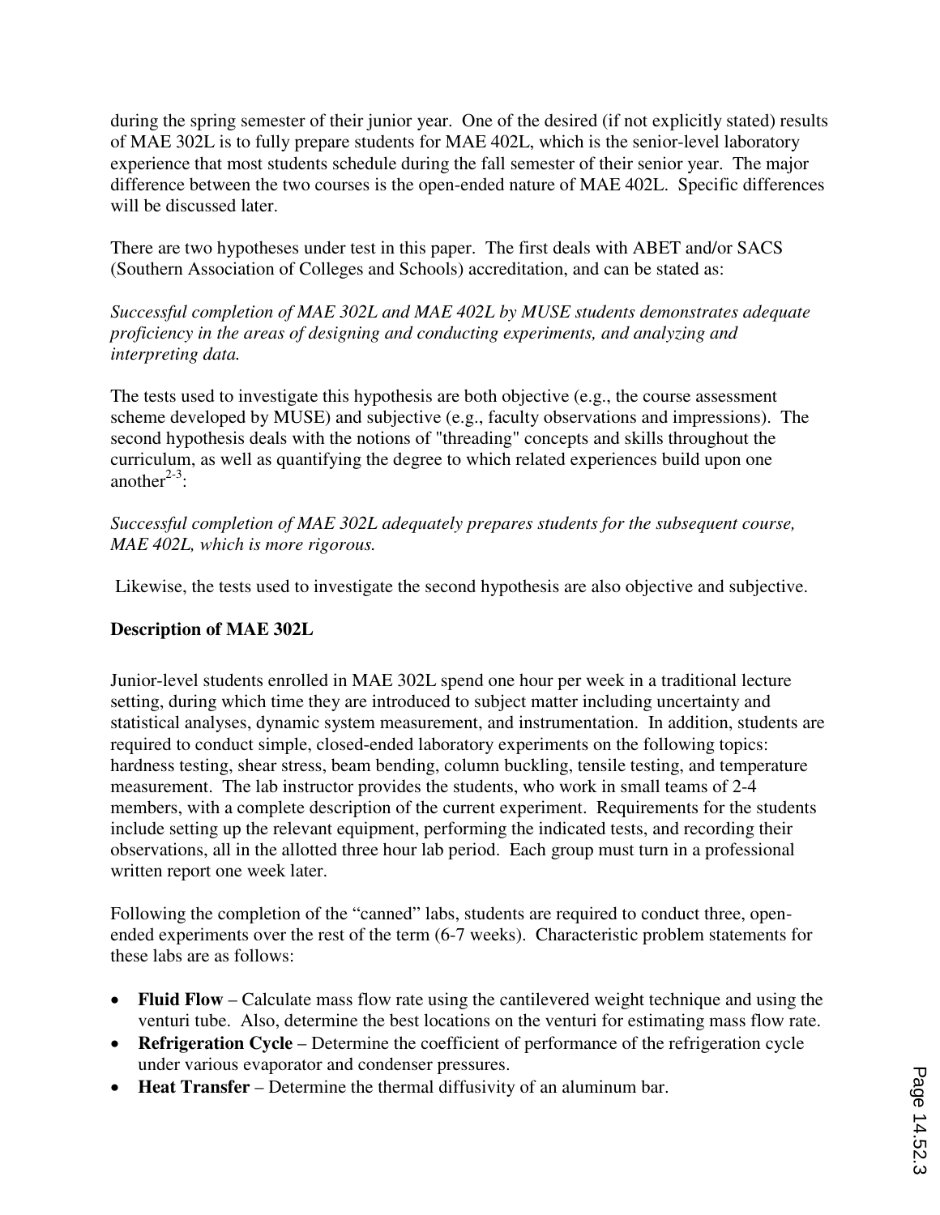during the spring semester of their junior year. One of the desired (if not explicitly stated) results of MAE 302L is to fully prepare students for MAE 402L, which is the senior-level laboratory experience that most students schedule during the fall semester of their senior year. The major difference between the two courses is the open-ended nature of MAE 402L. Specific differences will be discussed later.

There are two hypotheses under test in this paper. The first deals with ABET and/or SACS (Southern Association of Colleges and Schools) accreditation, and can be stated as:

*Successful completion of MAE 302L and MAE 402L by MUSE students demonstrates adequate proficiency in the areas of designing and conducting experiments, and analyzing and interpreting data.*

The tests used to investigate this hypothesis are both objective (e.g., the course assessment scheme developed by MUSE) and subjective (e.g., faculty observations and impressions). The second hypothesis deals with the notions of "threading" concepts and skills throughout the curriculum, as well as quantifying the degree to which related experiences build upon one another[2-3]:

*Successful completion of MAE 302L adequately prepares students for the subsequent course, MAE 402L, which is more rigorous.*

Likewise, the tests used to investigate the second hypothesis are also objective and subjective.

**Description of MAE 302L**

Junior-level students enrolled in MAE 302L spend one hour per week in a traditional lecture setting, during which time they are introduced to subject matter including uncertainty and statistical analyses, dynamic system measurement, and instrumentation. In addition, students are required to conduct simple, closed-ended laboratory experiments on the following topics: hardness testing, shear stress, beam bending, column buckling, tensile testing, and temperature measurement. The lab instructor provides the students, who work in small teams of 2-4 members, with a complete description of the current experiment. Requirements for the students include setting up the relevant equipment, performing the indicated tests, and recording their observations, all in the allotted three hour lab period. Each group must turn in a professional written report one week later.

Following the completion of the "canned" labs, students are required to conduct three, open-ended experiments over the rest of the term (6-7 weeks). Characteristic problem statements for these labs are as follows:

- **Fluid Flow** – Calculate mass flow rate using the cantilevered weight technique and using the venturi tube. Also, determine the best locations on the venturi for estimating mass flow rate.
- **Refrigeration Cycle** – Determine the coefficient of performance of the refrigeration cycle under various evaporator and condenser pressures.
- **Heat Transfer** – Determine the thermal diffusivity of an aluminum bar.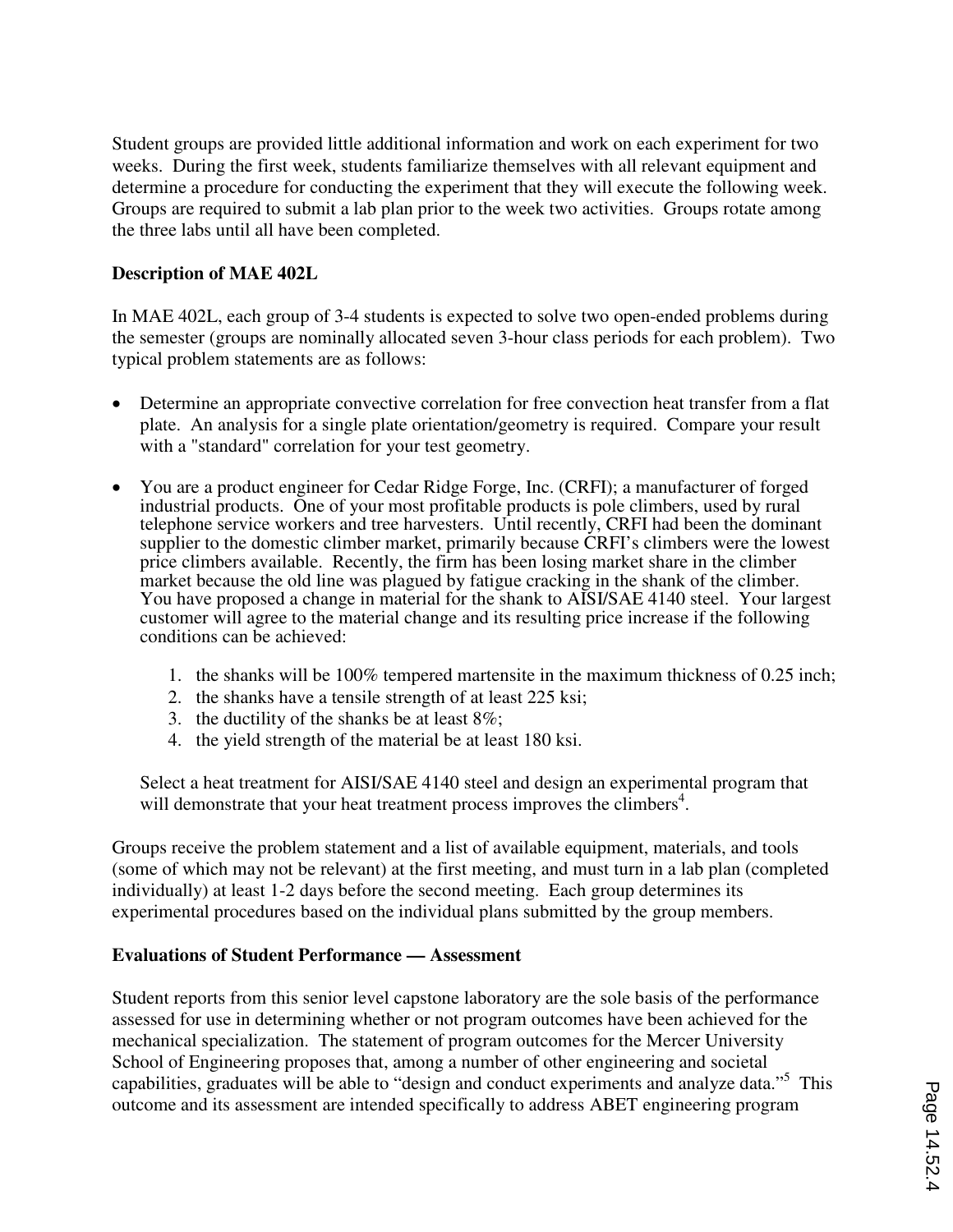Student groups are provided little additional information and work on each experiment for two weeks. During the first week, students familiarize themselves with all relevant equipment and determine a procedure for conducting the experiment that they will execute the following week. Groups are required to submit a lab plan prior to the week two activities. Groups rotate among the three labs until all have been completed.

**Description of MAE 402L**

In MAE 402L, each group of 3-4 students is expected to solve two open-ended problems during the semester (groups are nominally allocated seven 3-hour class periods for each problem). Two typical problem statements are as follows:

- Determine an appropriate convective correlation for free convection heat transfer from a flat plate. An analysis for a single plate orientation/geometry is required. Compare your result with a "standard" correlation for your test geometry.

- You are a product engineer for Cedar Ridge Forge, Inc. (CRFI); a manufacturer of forged industrial products. One of your most profitable products is pole climbers, used by rural telephone service workers and tree harvesters. Until recently, CRFI had been the dominant supplier to the domestic climber market, primarily because CRFI's climbers were the lowest price climbers available. Recently, the firm has been losing market share in the climber market because the old line was plagued by fatigue cracking in the shank of the climber. You have proposed a change in material for the shank to AISI/SAE 4140 steel. Your largest customer will agree to the material change and its resulting price increase if the following conditions can be achieved:

    1. the shanks will be 100% tempered martensite in the maximum thickness of 0.25 inch;
    2. the shanks have a tensile strength of at least 225 ksi;
    3. the ductility of the shanks be at least 8%;
    4. the yield strength of the material be at least 180 ksi.

    Select a heat treatment for AISI/SAE 4140 steel and design an experimental program that will demonstrate that your heat treatment process improves the climbers[4].

Groups receive the problem statement and a list of available equipment, materials, and tools (some of which may not be relevant) at the first meeting, and must turn in a lab plan (completed individually) at least 1-2 days before the second meeting. Each group determines its experimental procedures based on the individual plans submitted by the group members.

**Evaluations of Student Performance — Assessment**

Student reports from this senior level capstone laboratory are the sole basis of the performance assessed for use in determining whether or not program outcomes have been achieved for the mechanical specialization. The statement of program outcomes for the Mercer University School of Engineering proposes that, among a number of other engineering and societal capabilities, graduates will be able to "design and conduct experiments and analyze data."[5] This outcome and its assessment are intended specifically to address ABET engineering program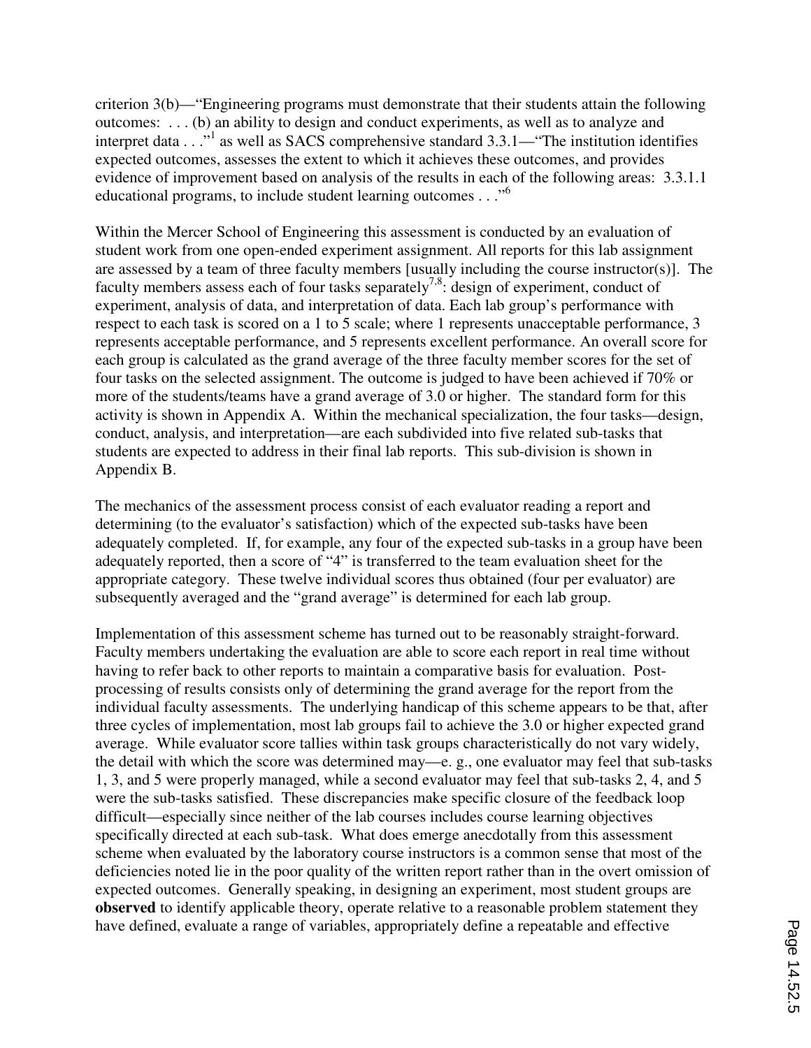criterion 3(b)—"Engineering programs must demonstrate that their students attain the following outcomes: . . . (b) an ability to design and conduct experiments, as well as to analyze and interpret data . . ."[1] as well as SACS comprehensive standard 3.3.1—"The institution identifies expected outcomes, assesses the extent to which it achieves these outcomes, and provides evidence of improvement based on analysis of the results in each of the following areas: 3.3.1.1 educational programs, to include student learning outcomes . . ."[6]

Within the Mercer School of Engineering this assessment is conducted by an evaluation of student work from one open-ended experiment assignment. All reports for this lab assignment are assessed by a team of three faculty members [usually including the course instructor(s)]. The faculty members assess each of four tasks separately[7,8]: design of experiment, conduct of experiment, analysis of data, and interpretation of data. Each lab group's performance with respect to each task is scored on a 1 to 5 scale; where 1 represents unacceptable performance, 3 represents acceptable performance, and 5 represents excellent performance. An overall score for each group is calculated as the grand average of the three faculty member scores for the set of four tasks on the selected assignment. The outcome is judged to have been achieved if 70% or more of the students/teams have a grand average of 3.0 or higher. The standard form for this activity is shown in Appendix A. Within the mechanical specialization, the four tasks—design, conduct, analysis, and interpretation—are each subdivided into five related sub-tasks that students are expected to address in their final lab reports. This sub-division is shown in Appendix B.

The mechanics of the assessment process consist of each evaluator reading a report and determining (to the evaluator's satisfaction) which of the expected sub-tasks have been adequately completed. If, for example, any four of the expected sub-tasks in a group have been adequately reported, then a score of "4" is transferred to the team evaluation sheet for the appropriate category. These twelve individual scores thus obtained (four per evaluator) are subsequently averaged and the "grand average" is determined for each lab group.

Implementation of this assessment scheme has turned out to be reasonably straight-forward. Faculty members undertaking the evaluation are able to score each report in real time without having to refer back to other reports to maintain a comparative basis for evaluation. Post-processing of results consists only of determining the grand average for the report from the individual faculty assessments. The underlying handicap of this scheme appears to be that, after three cycles of implementation, most lab groups fail to achieve the 3.0 or higher expected grand average. While evaluator score tallies within task groups characteristically do not vary widely, the detail with which the score was determined may—e. g., one evaluator may feel that sub-tasks 1, 3, and 5 were properly managed, while a second evaluator may feel that sub-tasks 2, 4, and 5 were the sub-tasks satisfied. These discrepancies make specific closure of the feedback loop difficult—especially since neither of the lab courses includes course learning objectives specifically directed at each sub-task. What does emerge anecdotally from this assessment scheme when evaluated by the laboratory course instructors is a common sense that most of the deficiencies noted lie in the poor quality of the written report rather than in the overt omission of expected outcomes. Generally speaking, in designing an experiment, most student groups are **observed** to identify applicable theory, operate relative to a reasonable problem statement they have defined, evaluate a range of variables, appropriately define a repeatable and effective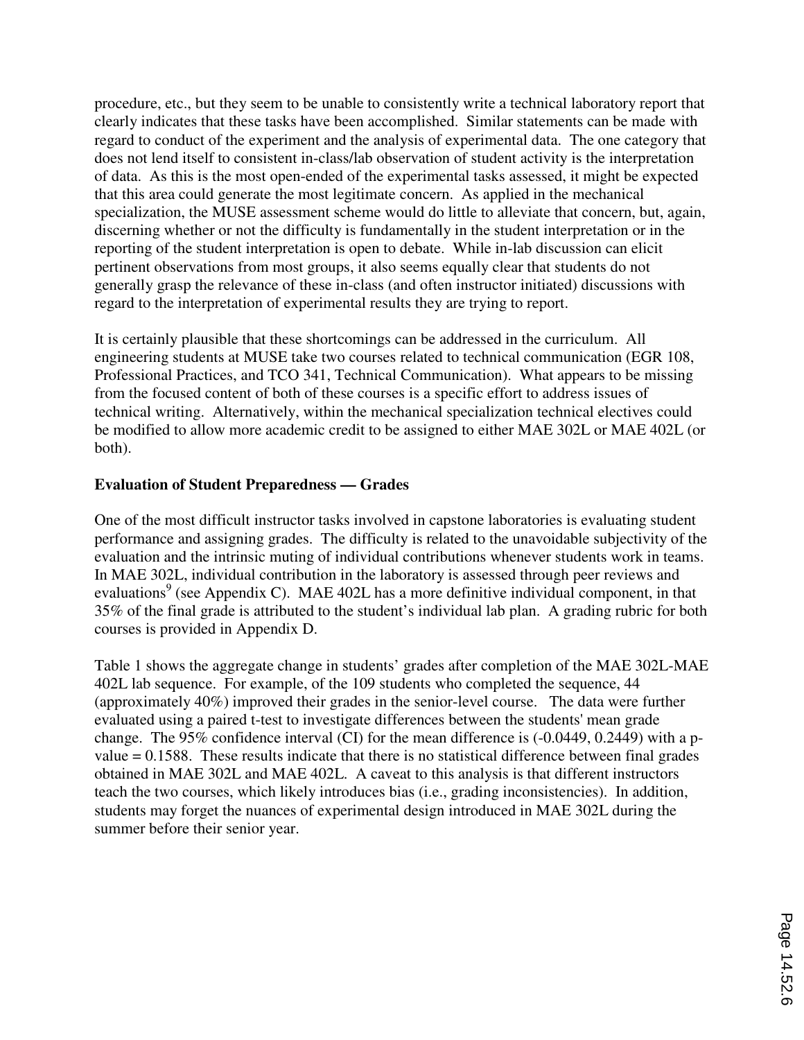procedure, etc., but they seem to be unable to consistently write a technical laboratory report that clearly indicates that these tasks have been accomplished. Similar statements can be made with regard to conduct of the experiment and the analysis of experimental data. The one category that does not lend itself to consistent in-class/lab observation of student activity is the interpretation of data. As this is the most open-ended of the experimental tasks assessed, it might be expected that this area could generate the most legitimate concern. As applied in the mechanical specialization, the MUSE assessment scheme would do little to alleviate that concern, but, again, discerning whether or not the difficulty is fundamentally in the student interpretation or in the reporting of the student interpretation is open to debate. While in-lab discussion can elicit pertinent observations from most groups, it also seems equally clear that students do not generally grasp the relevance of these in-class (and often instructor initiated) discussions with regard to the interpretation of experimental results they are trying to report.

It is certainly plausible that these shortcomings can be addressed in the curriculum. All engineering students at MUSE take two courses related to technical communication (EGR 108, Professional Practices, and TCO 341, Technical Communication). What appears to be missing from the focused content of both of these courses is a specific effort to address issues of technical writing. Alternatively, within the mechanical specialization technical electives could be modified to allow more academic credit to be assigned to either MAE 302L or MAE 402L (or both).

**Evaluation of Student Preparedness — Grades**

One of the most difficult instructor tasks involved in capstone laboratories is evaluating student performance and assigning grades. The difficulty is related to the unavoidable subjectivity of the evaluation and the intrinsic muting of individual contributions whenever students work in teams. In MAE 302L, individual contribution in the laboratory is assessed through peer reviews and evaluations[9] (see Appendix C). MAE 402L has a more definitive individual component, in that 35% of the final grade is attributed to the student's individual lab plan. A grading rubric for both courses is provided in Appendix D.

Table 1 shows the aggregate change in students' grades after completion of the MAE 302L-MAE 402L lab sequence. For example, of the 109 students who completed the sequence, 44 (approximately 40%) improved their grades in the senior-level course. The data were further evaluated using a paired t-test to investigate differences between the students' mean grade change. The 95% confidence interval (CI) for the mean difference is (-0.0449, 0.2449) with a p-value = 0.1588. These results indicate that there is no statistical difference between final grades obtained in MAE 302L and MAE 402L. A caveat to this analysis is that different instructors teach the two courses, which likely introduces bias (i.e., grading inconsistencies). In addition, students may forget the nuances of experimental design introduced in MAE 302L during the summer before their senior year.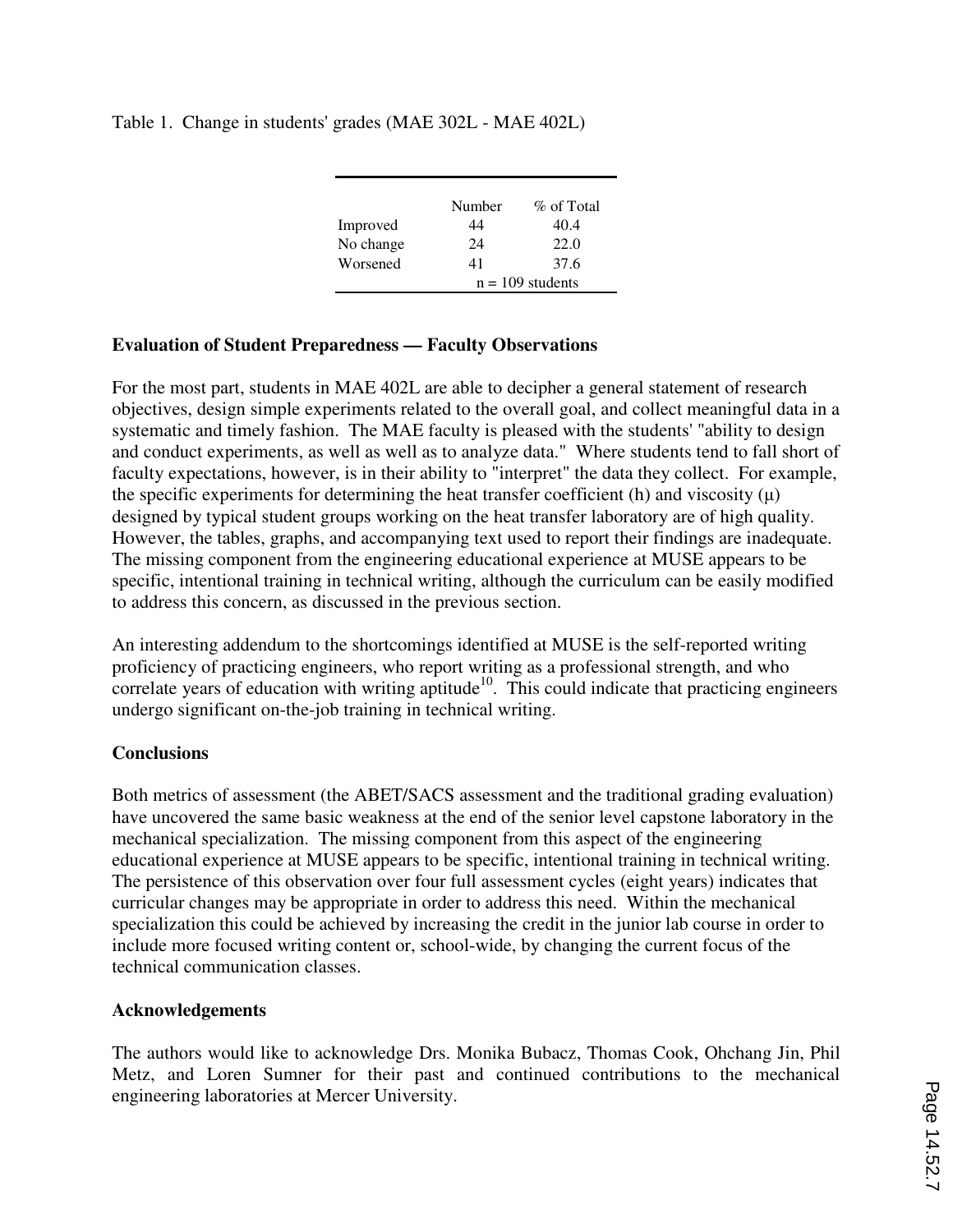Table 1. Change in students' grades (MAE 302L - MAE 402L)

| | Number | % of Total |
|---|---|---|
| Improved | 44 | 40.4 |
| No change | 24 | 22.0 |
| Worsened | 41 | 37.6 |
| | n = 109 students | |

**Evaluation of Student Preparedness — Faculty Observations**

For the most part, students in MAE 402L are able to decipher a general statement of research objectives, design simple experiments related to the overall goal, and collect meaningful data in a systematic and timely fashion. The MAE faculty is pleased with the students' "ability to design and conduct experiments, as well as well as to analyze data." Where students tend to fall short of faculty expectations, however, is in their ability to "interpret" the data they collect. For example, the specific experiments for determining the heat transfer coefficient (h) and viscosity ($\mu$) designed by typical student groups working on the heat transfer laboratory are of high quality. However, the tables, graphs, and accompanying text used to report their findings are inadequate. The missing component from the engineering educational experience at MUSE appears to be specific, intentional training in technical writing, although the curriculum can be easily modified to address this concern, as discussed in the previous section.

An interesting addendum to the shortcomings identified at MUSE is the self-reported writing proficiency of practicing engineers, who report writing as a professional strength, and who correlate years of education with writing aptitude[10]. This could indicate that practicing engineers undergo significant on-the-job training in technical writing.

**Conclusions**

Both metrics of assessment (the ABET/SACS assessment and the traditional grading evaluation) have uncovered the same basic weakness at the end of the senior level capstone laboratory in the mechanical specialization. The missing component from this aspect of the engineering educational experience at MUSE appears to be specific, intentional training in technical writing. The persistence of this observation over four full assessment cycles (eight years) indicates that curricular changes may be appropriate in order to address this need. Within the mechanical specialization this could be achieved by increasing the credit in the junior lab course in order to include more focused writing content or, school-wide, by changing the current focus of the technical communication classes.

**Acknowledgements**

The authors would like to acknowledge Drs. Monika Bubacz, Thomas Cook, Ohchang Jin, Phil Metz, and Loren Sumner for their past and continued contributions to the mechanical engineering laboratories at Mercer University.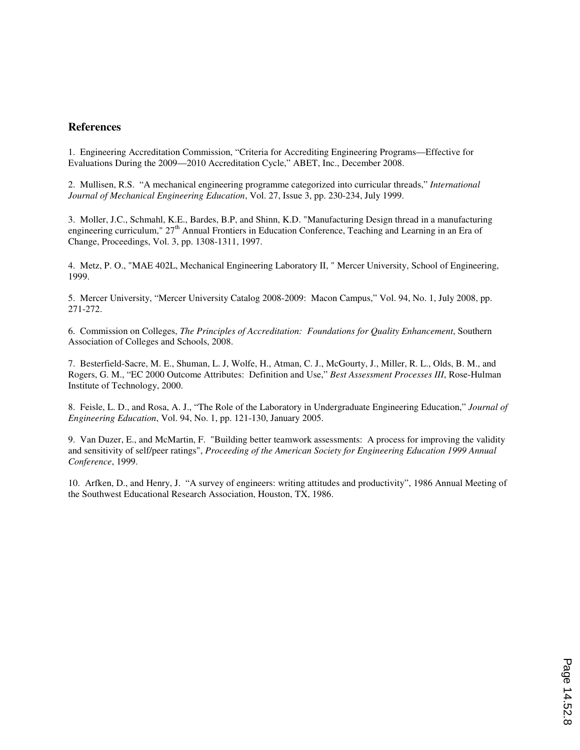## References

1. Engineering Accreditation Commission, "Criteria for Accrediting Engineering Programs—Effective for Evaluations During the 2009—2010 Accreditation Cycle," ABET, Inc., December 2008.

2. Mullisen, R.S. "A mechanical engineering programme categorized into curricular threads," *International Journal of Mechanical Engineering Education*, Vol. 27, Issue 3, pp. 230-234, July 1999.

3. Moller, J.C., Schmahl, K.E., Bardes, B.P, and Shinn, K.D. "Manufacturing Design thread in a manufacturing engineering curriculum," 27th Annual Frontiers in Education Conference, Teaching and Learning in an Era of Change, Proceedings, Vol. 3, pp. 1308-1311, 1997.

4. Metz, P. O., "MAE 402L, Mechanical Engineering Laboratory II, " Mercer University, School of Engineering, 1999.

5. Mercer University, "Mercer University Catalog 2008-2009: Macon Campus," Vol. 94, No. 1, July 2008, pp. 271-272.

6. Commission on Colleges, *The Principles of Accreditation: Foundations for Quality Enhancement*, Southern Association of Colleges and Schools, 2008.

7. Besterfield-Sacre, M. E., Shuman, L. J, Wolfe, H., Atman, C. J., McGourty, J., Miller, R. L., Olds, B. M., and Rogers, G. M., "EC 2000 Outcome Attributes: Definition and Use," *Best Assessment Processes III*, Rose-Hulman Institute of Technology, 2000.

8. Feisle, L. D., and Rosa, A. J., "The Role of the Laboratory in Undergraduate Engineering Education," *Journal of Engineering Education*, Vol. 94, No. 1, pp. 121-130, January 2005.

9. Van Duzer, E., and McMartin, F. "Building better teamwork assessments: A process for improving the validity and sensitivity of self/peer ratings", *Proceeding of the American Society for Engineering Education 1999 Annual Conference*, 1999.

10. Arfken, D., and Henry, J. "A survey of engineers: writing attitudes and productivity", 1986 Annual Meeting of the Southwest Educational Research Association, Houston, TX, 1986.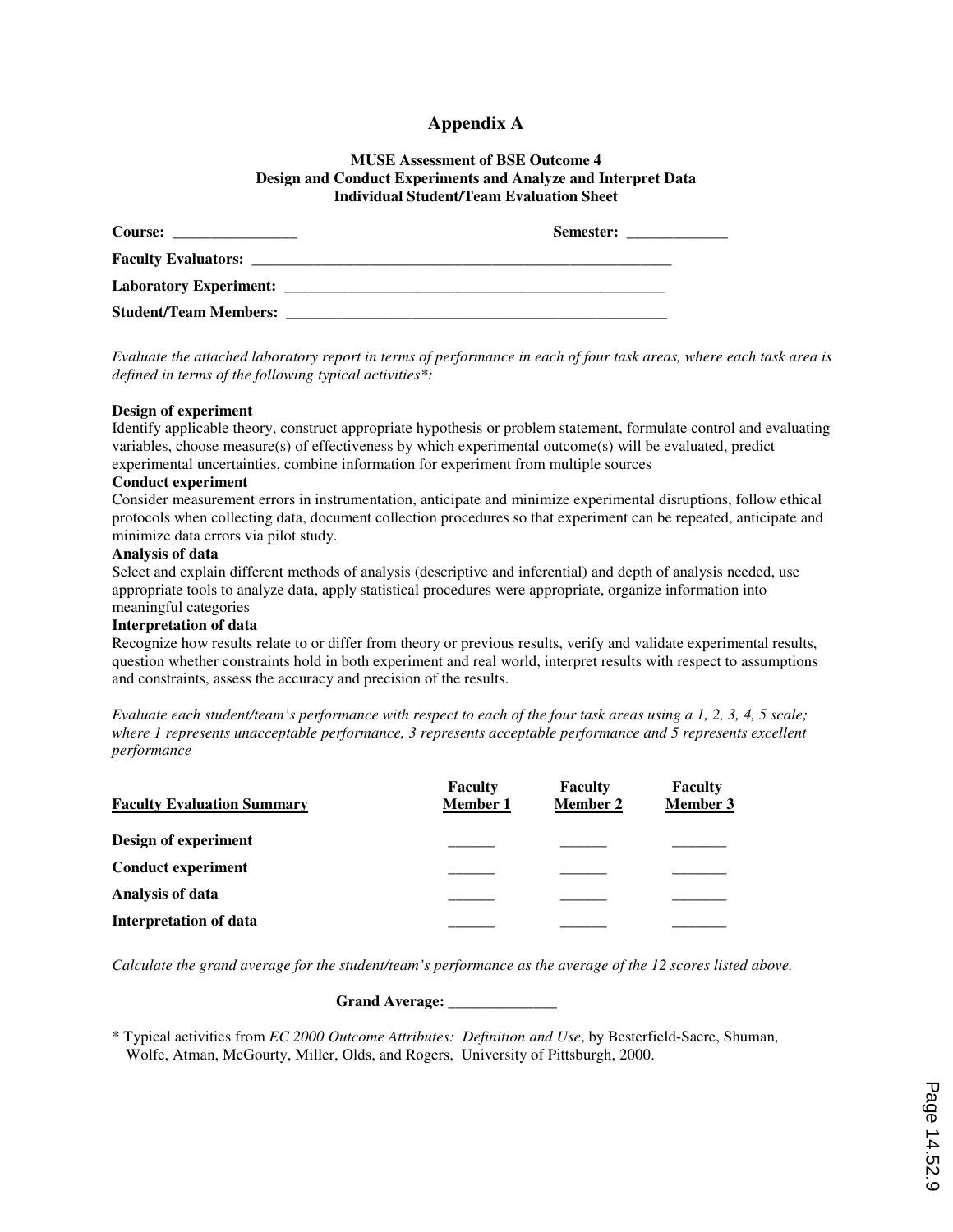# Appendix A

**MUSE Assessment of BSE Outcome 4**
**Design and Conduct Experiments and Analyze and Interpret Data**
**Individual Student/Team Evaluation Sheet**

**Course:** ________________ **Semester:** _____________

**Faculty Evaluators:** _________________________________________________________

**Laboratory Experiment:** ____________________________________________________

**Student/Team Members:** ____________________________________________________

*Evaluate the attached laboratory report in terms of performance in each of four task areas, where each task area is defined in terms of the following typical activities*:*

**Design of experiment**
Identify applicable theory, construct appropriate hypothesis or problem statement, formulate control and evaluating variables, choose measure(s) of effectiveness by which experimental outcome(s) will be evaluated, predict experimental uncertainties, combine information for experiment from multiple sources

**Conduct experiment**
Consider measurement errors in instrumentation, anticipate and minimize experimental disruptions, follow ethical protocols when collecting data, document collection procedures so that experiment can be repeated, anticipate and minimize data errors via pilot study.

**Analysis of data**
Select and explain different methods of analysis (descriptive and inferential) and depth of analysis needed, use appropriate tools to analyze data, apply statistical procedures were appropriate, organize information into meaningful categories

**Interpretation of data**
Recognize how results relate to or differ from theory or previous results, verify and validate experimental results, question whether constraints hold in both experiment and real world, interpret results with respect to assumptions and constraints, assess the accuracy and precision of the results.

*Evaluate each student/team's performance with respect to each of the four task areas using a 1, 2, 3, 4, 5 scale; where 1 represents unacceptable performance, 3 represents acceptable performance and 5 represents excellent performance*

| Faculty Evaluation Summary | Faculty Member 1 | Faculty Member 2 | Faculty Member 3 |
|---|---|---|---|
| **Design of experiment** | ______ | ______ | _______ |
| **Conduct experiment** | ______ | ______ | _______ |
| **Analysis of data** | ______ | ______ | _______ |
| **Interpretation of data** | ______ | ______ | _______ |

*Calculate the grand average for the student/team's performance as the average of the 12 scores listed above.*

**Grand Average:** ______________

* Typical activities from *EC 2000 Outcome Attributes: Definition and Use*, by Besterfield-Sacre, Shuman, Wolfe, Atman, McGourty, Miller, Olds, and Rogers, University of Pittsburgh, 2000.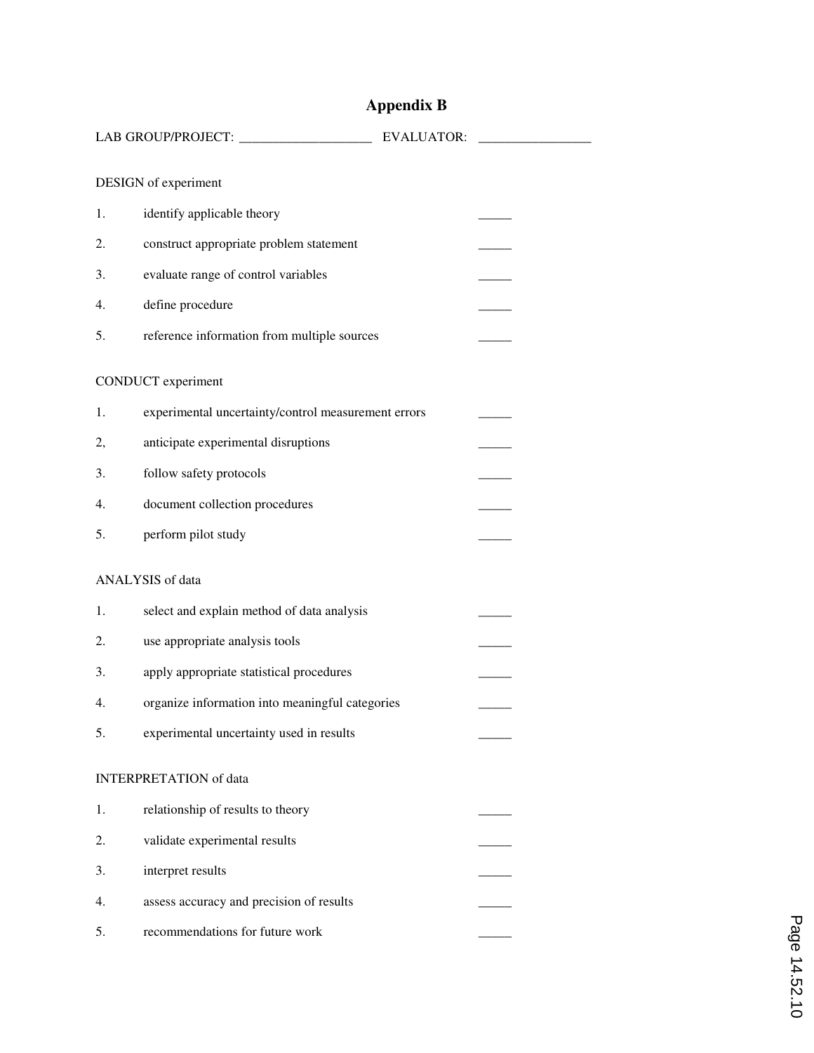# Appendix B

LAB GROUP/PROJECT: ____________________ EVALUATOR: _________________

DESIGN of experiment

1. identify applicable theory _____
2. construct appropriate problem statement _____
3. evaluate range of control variables _____
4. define procedure _____
5. reference information from multiple sources _____

CONDUCT experiment

1. experimental uncertainty/control measurement errors _____
2, anticipate experimental disruptions _____
3. follow safety protocols _____
4. document collection procedures _____
5. perform pilot study _____

ANALYSIS of data

1. select and explain method of data analysis _____
2. use appropriate analysis tools _____
3. apply appropriate statistical procedures _____
4. organize information into meaningful categories _____
5. experimental uncertainty used in results _____

INTERPRETATION of data

1. relationship of results to theory _____
2. validate experimental results _____
3. interpret results _____
4. assess accuracy and precision of results _____
5. recommendations for future work _____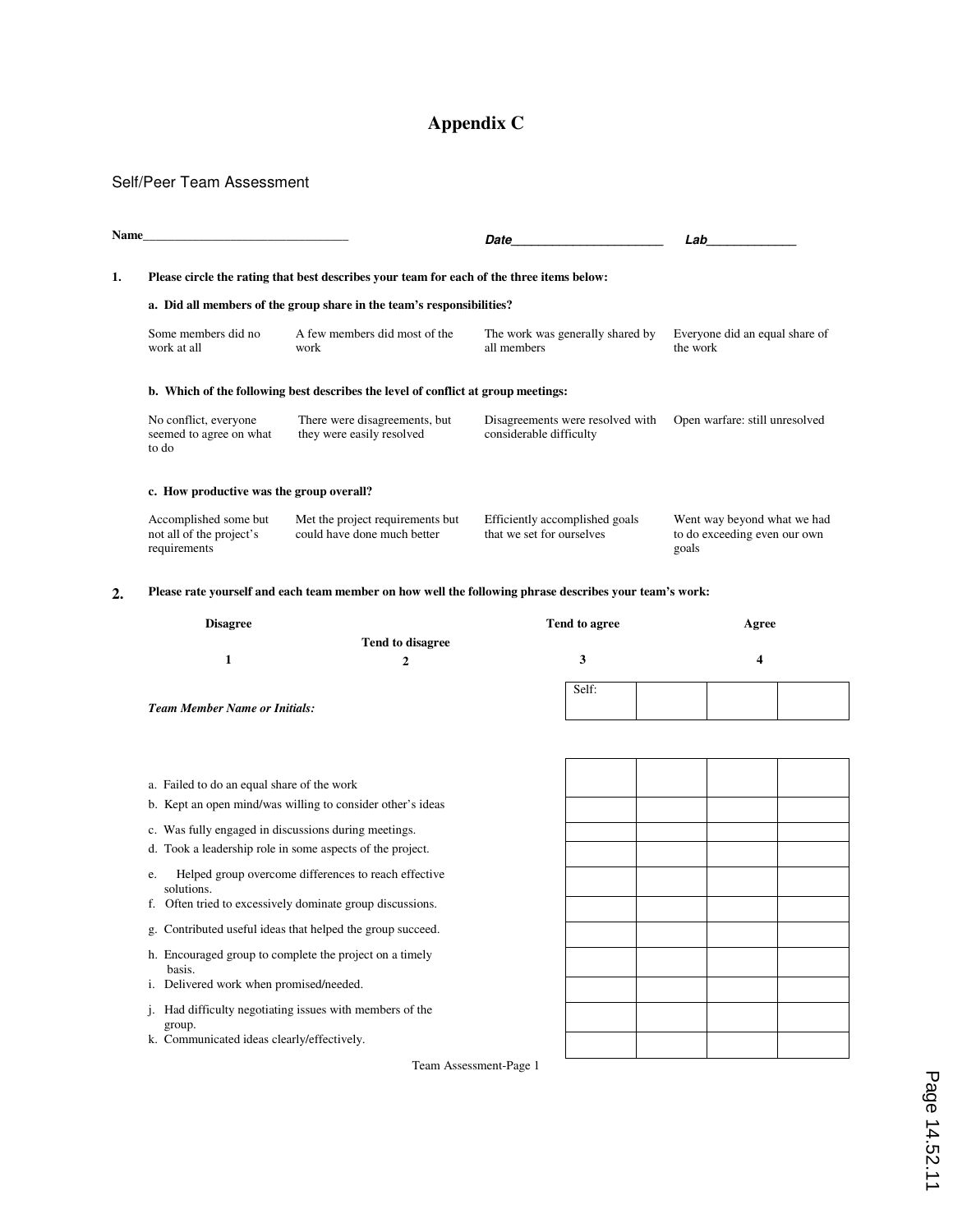# Appendix C

Self/Peer Team Assessment

**Name**________________________________ ***Date***______________________ ***Lab***_____________

**1. Please circle the rating that best describes your team for each of the three items below:**

**a. Did all members of the group share in the team's responsibilities?**

| Some members did no work at all | A few members did most of the work | The work was generally shared by all members | Everyone did an equal share of the work |
|---|---|---|---|

**b. Which of the following best describes the level of conflict at group meetings:**

| No conflict, everyone seemed to agree on what to do | There were disagreements, but they were easily resolved | Disagreements were resolved with considerable difficulty | Open warfare: still unresolved |
|---|---|---|---|

**c. How productive was the group overall?**

| Accomplished some but not all of the project's requirements | Met the project requirements but could have done much better | Efficiently accomplished goals that we set for ourselves | Went way beyond what we had to do exceeding even our own goals |
|---|---|---|---|

**2. Please rate yourself and each team member on how well the following phrase describes your team's work:**

| Disagree | Tend to disagree | Tend to agree | Agree |
|---|---|---|---|
| 1 | 2 | 3 | 4 |

| ***Team Member Name or Initials:*** | Self: | | | |
|---|---|---|---|---|
| | | | | |
| a. Failed to do an equal share of the work | | | | |
| b. Kept an open mind/was willing to consider other's ideas | | | | |
| c. Was fully engaged in discussions during meetings. | | | | |
| d. Took a leadership role in some aspects of the project. | | | | |
| e. Helped group overcome differences to reach effective solutions. | | | | |
| f. Often tried to excessively dominate group discussions. | | | | |
| g. Contributed useful ideas that helped the group succeed. | | | | |
| h. Encouraged group to complete the project on a timely basis. | | | | |
| i. Delivered work when promised/needed. | | | | |
| j. Had difficulty negotiating issues with members of the group. | | | | |
| k. Communicated ideas clearly/effectively. | | | | |

Team Assessment-Page 1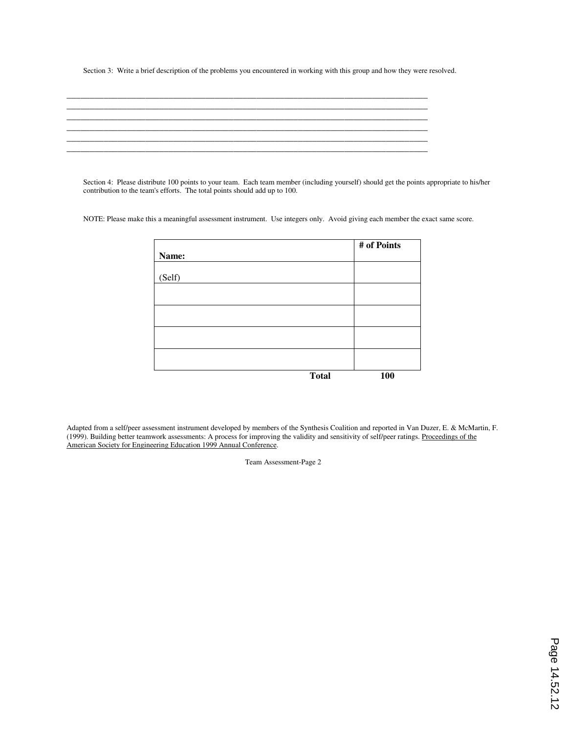Section 3: Write a brief description of the problems you encountered in working with this group and how they were resolved.

\_\_\_\_\_\_\_\_\_\_\_\_\_\_\_\_\_\_\_\_\_\_\_\_\_\_\_\_\_\_\_\_\_\_\_\_\_\_\_\_\_\_\_\_\_\_\_\_\_\_\_\_\_\_\_\_\_\_\_\_\_\_\_\_\_\_\_\_\_\_\_\_\_\_\_\_\_\_

\_\_\_\_\_\_\_\_\_\_\_\_\_\_\_\_\_\_\_\_\_\_\_\_\_\_\_\_\_\_\_\_\_\_\_\_\_\_\_\_\_\_\_\_\_\_\_\_\_\_\_\_\_\_\_\_\_\_\_\_\_\_\_\_\_\_\_\_\_\_\_\_\_\_\_\_\_\_

\_\_\_\_\_\_\_\_\_\_\_\_\_\_\_\_\_\_\_\_\_\_\_\_\_\_\_\_\_\_\_\_\_\_\_\_\_\_\_\_\_\_\_\_\_\_\_\_\_\_\_\_\_\_\_\_\_\_\_\_\_\_\_\_\_\_\_\_\_\_\_\_\_\_\_\_\_\_

\_\_\_\_\_\_\_\_\_\_\_\_\_\_\_\_\_\_\_\_\_\_\_\_\_\_\_\_\_\_\_\_\_\_\_\_\_\_\_\_\_\_\_\_\_\_\_\_\_\_\_\_\_\_\_\_\_\_\_\_\_\_\_\_\_\_\_\_\_\_\_\_\_\_\_\_\_\_

\_\_\_\_\_\_\_\_\_\_\_\_\_\_\_\_\_\_\_\_\_\_\_\_\_\_\_\_\_\_\_\_\_\_\_\_\_\_\_\_\_\_\_\_\_\_\_\_\_\_\_\_\_\_\_\_\_\_\_\_\_\_\_\_\_\_\_\_\_\_\_\_\_\_\_\_\_\_

\_\_\_\_\_\_\_\_\_\_\_\_\_\_\_\_\_\_\_\_\_\_\_\_\_\_\_\_\_\_\_\_\_\_\_\_\_\_\_\_\_\_\_\_\_\_\_\_\_\_\_\_\_\_\_\_\_\_\_\_\_\_\_\_\_\_\_\_\_\_\_\_\_\_\_\_\_\_

Section 4: Please distribute 100 points to your team. Each team member (including yourself) should get the points appropriate to his/her contribution to the team's efforts. The total points should add up to 100.

NOTE: Please make this a meaningful assessment instrument. Use integers only. Avoid giving each member the exact same score.

| **Name:** | **# of Points** |
|---|---|
| (Self) | |
| | |
| | |
| | |
| | |
| **Total** | **100** |

Adapted from a self/peer assessment instrument developed by members of the Synthesis Coalition and reported in Van Duzer, E. & McMartin, F. (1999). Building better teamwork assessments: A process for improving the validity and sensitivity of self/peer ratings. Proceedings of the American Society for Engineering Education 1999 Annual Conference.

Team Assessment-Page 2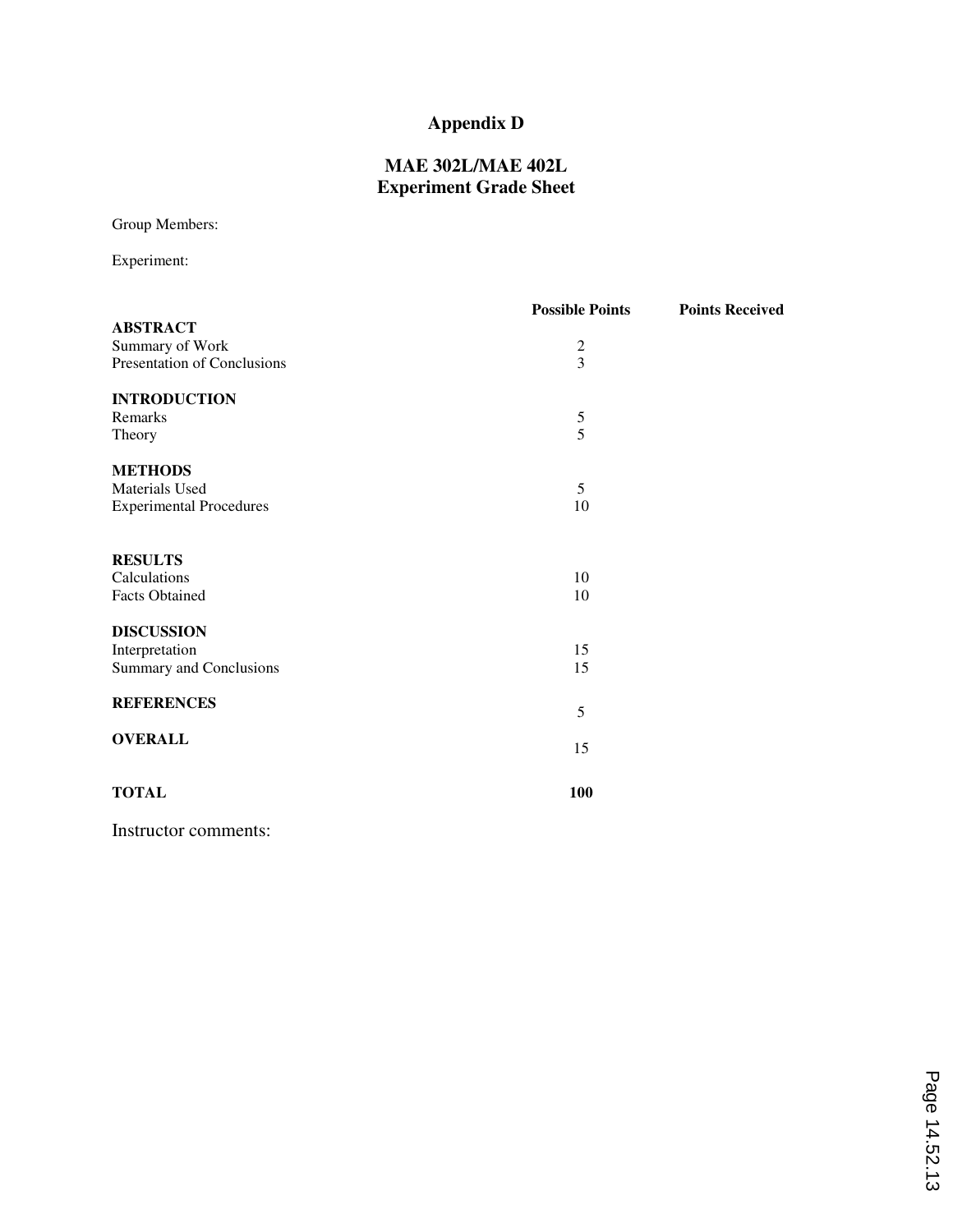# Appendix D

## MAE 302L/MAE 402L
## Experiment Grade Sheet

Group Members:

Experiment:

| | Possible Points | Points Received |
|---|---|---|
| **ABSTRACT** | | |
| Summary of Work | 2 | |
| Presentation of Conclusions | 3 | |
| **INTRODUCTION** | | |
| Remarks | 5 | |
| Theory | 5 | |
| **METHODS** | | |
| Materials Used | 5 | |
| Experimental Procedures | 10 | |
| **RESULTS** | | |
| Calculations | 10 | |
| Facts Obtained | 10 | |
| **DISCUSSION** | | |
| Interpretation | 15 | |
| Summary and Conclusions | 15 | |
| **REFERENCES** | 5 | |
| **OVERALL** | 15 | |
| **TOTAL** | **100** | |

Instructor comments: